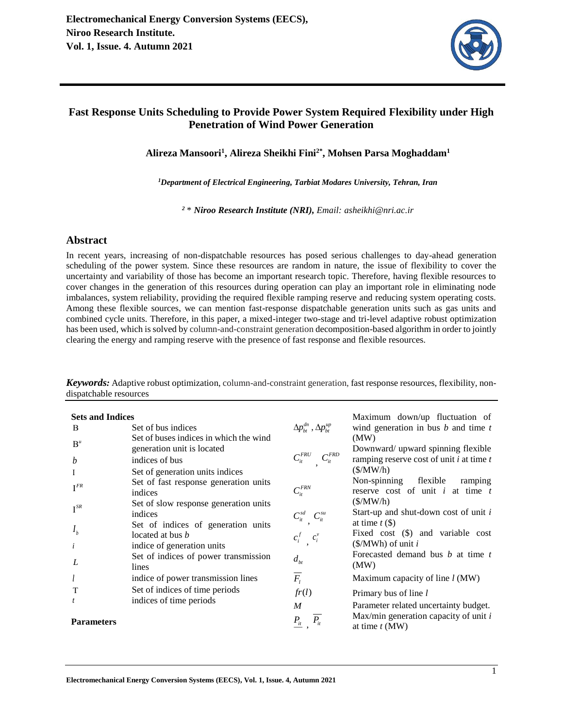# Fast Response Units Scheduling to Provide Power System Required Flexibility under High Penetration of Wind Power Generation

**Alireza Mansoori[1], Alireza Sheikhi Fini[2*], Mohsen Parsa Moghaddam[1]**

*[1]Department of Electrical Engineering, Tarbiat Modares University, Tehran, Iran*

*[2] \* Niroo Research Institute (NRI), Email: asheikhi@nri.ac.ir*

## Abstract

In recent years, increasing of non-dispatchable resources has posed serious challenges to day-ahead generation scheduling of the power system. Since these resources are random in nature, the issue of flexibility to cover the uncertainty and variability of those has become an important research topic. Therefore, having flexible resources to cover changes in the generation of this resources during operation can play an important role in eliminating node imbalances, system reliability, providing the required flexible ramping reserve and reducing system operating costs. Among these flexible sources, we can mention fast-response dispatchable generation units such as gas units and combined cycle units. Therefore, in this paper, a mixed-integer two-stage and tri-level adaptive robust optimization has been used, which is solved by column-and-constraint generation decomposition-based algorithm in order to jointly clearing the energy and ramping reserve with the presence of fast response and flexible resources.

***Keywords:*** Adaptive robust optimization, column-and-constraint generation, fast response resources, flexibility, non-dispatchable resources

**Sets and Indices**

| | |
|---|---|
| B | Set of bus indices |
| $B^u$ | Set of buses indices in which the wind generation unit is located |
| $b$ | indices of bus |
| I | Set of generation units indices |
| $I^{FR}$ | Set of fast response generation units indices |
| $I^{SR}$ | Set of slow response generation units indices |
| $I_b$ | Set of indices of generation units located at bus $b$ |
| $i$ | indice of generation units |
| $L$ | Set of indices of power transmission lines |
| $l$ | indice of power transmission lines |
| T | Set of indices of time periods |
| $t$ | indices of time periods |

**Parameters**

| | |
|---|---|
| $\Delta p_{bt}^{dn}$, $\Delta p_{bt}^{up}$ | Maximum down/up fluctuation of wind generation in bus $b$ and time $t$ (MW) |
| $C_{it}^{FRU}$, $C_{it}^{FRD}$ | Downward/ upward spinning flexible ramping reserve cost of unit $i$ at time $t$ ($/MW/h) |
| $C_{it}^{FRN}$ | Non-spinning flexible ramping reserve cost of unit $i$ at time $t$ ($/MW/h) |
| $C_{it}^{sd}$, $C_{it}^{su}$ | Start-up and shut-down cost of unit $i$ at time $t$ ($) |
| $c_i^f$, $c_i^v$ | Fixed cost ($) and variable cost ($/MWh) of unit $i$ |
| $d_{bt}$ | Forecasted demand bus $b$ at time $t$ (MW) |
| $\overline{F_l}$ | Maximum capacity of line $l$ (MW) |
| $fr(l)$ | Primary bus of line $l$ |
| $M$ | Parameter related uncertainty budget. |
| $\underline{P_{it}}$, $\overline{P_{it}}$ | Max/min generation capacity of unit $i$ at time $t$ (MW) |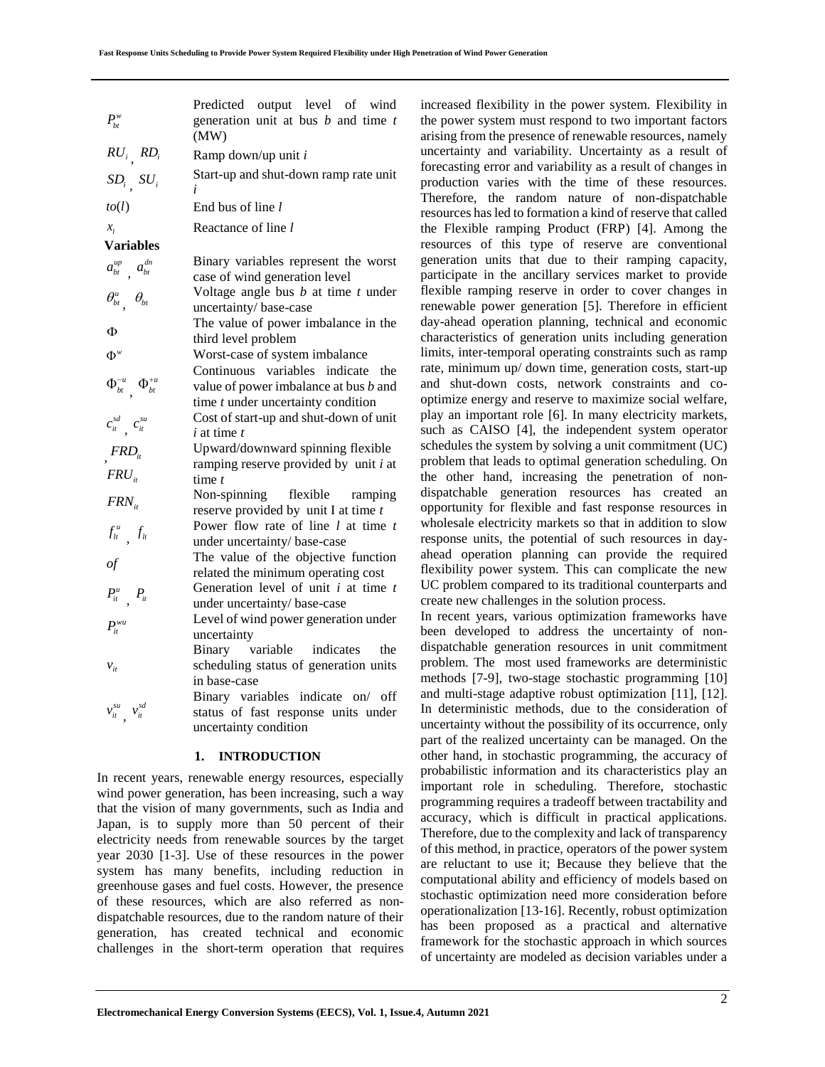| | |
|---|---|
| $P_{bt}^{w}$ | Predicted output level of wind generation unit at bus *b* and time *t* (MW) |
| $RU_i$ , $RD_i$ | Ramp down/up unit *i* |
| $SD_i$ , $SU_i$ | Start-up and shut-down ramp rate unit *i* |
| $to(l)$ | End bus of line *l* |
| $x_l$ | Reactance of line *l* |

**Variables**

| | |
|---|---|
| $a_{bt}^{up}$ , $a_{bt}^{dn}$ | Binary variables represent the worst case of wind generation level |
| $\theta_{bt}^{u}$ , $\theta_{bt}$ | Voltage angle bus *b* at time *t* under uncertainty/ base-case |
| $\Phi$ | The value of power imbalance in the third level problem |
| $\Phi^{w}$ | Worst-case of system imbalance |
| $\Phi_{bt}^{-u}$ , $\Phi_{bt}^{+u}$ | Continuous variables indicate the value of power imbalance at bus *b* and time *t* under uncertainty condition |
| $c_{it}^{sd}$ , $c_{it}^{su}$ | Cost of start-up and shut-down of unit *i* at time *t* |
| $FRD_{it}$ , $FRU_{it}$ | Upward/downward spinning flexible ramping reserve provided by unit *i* at time *t* |
| $FRN_{it}$ | Non-spinning flexible ramping reserve provided by unit I at time *t* |
| $f_{lt}^{u}$ , $f_{lt}$ | Power flow rate of line *l* at time *t* under uncertainty/ base-case |
| $of$ | The value of the objective function related the minimum operating cost |
| $P_{it}^{u}$ , $P_{it}$ | Generation level of unit *i* at time *t* under uncertainty/ base-case |
| $P_{it}^{wu}$ | Level of wind power generation under uncertainty |
| $v_{it}$ | Binary variable indicates the scheduling status of generation units in base-case |
| $v_{it}^{su}$ , $v_{it}^{sd}$ | Binary variables indicate on/ off status of fast response units under uncertainty condition |

## 1. INTRODUCTION

In recent years, renewable energy resources, especially wind power generation, has been increasing, such a way that the vision of many governments, such as India and Japan, is to supply more than 50 percent of their electricity needs from renewable sources by the target year 2030 [1-3]. Use of these resources in the power system has many benefits, including reduction in greenhouse gases and fuel costs. However, the presence of these resources, which are also referred as non-dispatchable resources, due to the random nature of their generation, has created technical and economic challenges in the short-term operation that requires increased flexibility in the power system. Flexibility in the power system must respond to two important factors arising from the presence of renewable resources, namely uncertainty and variability. Uncertainty as a result of forecasting error and variability as a result of changes in production varies with the time of these resources. Therefore, the random nature of non-dispatchable resources has led to formation a kind of reserve that called the Flexible ramping Product (FRP) [4]. Among the resources of this type of reserve are conventional generation units that due to their ramping capacity, participate in the ancillary services market to provide flexible ramping reserve in order to cover changes in renewable power generation [5]. Therefore in efficient day-ahead operation planning, technical and economic characteristics of generation units including generation limits, inter-temporal operating constraints such as ramp rate, minimum up/ down time, generation costs, start-up and shut-down costs, network constraints and co-optimize energy and reserve to maximize social welfare, play an important role [6]. In many electricity markets, such as CAISO [4], the independent system operator schedules the system by solving a unit commitment (UC) problem that leads to optimal generation scheduling. On the other hand, increasing the penetration of non-dispatchable generation resources has created an opportunity for flexible and fast response resources in wholesale electricity markets so that in addition to slow response units, the potential of such resources in day-ahead operation planning can provide the required flexibility power system. This can complicate the new UC problem compared to its traditional counterparts and create new challenges in the solution process.

In recent years, various optimization frameworks have been developed to address the uncertainty of non-dispatchable generation resources in unit commitment problem. The most used frameworks are deterministic methods [7-9], two-stage stochastic programming [10] and multi-stage adaptive robust optimization [11], [12]. In deterministic methods, due to the consideration of uncertainty without the possibility of its occurrence, only part of the realized uncertainty can be managed. On the other hand, in stochastic programming, the accuracy of probabilistic information and its characteristics play an important role in scheduling. Therefore, stochastic programming requires a tradeoff between tractability and accuracy, which is difficult in practical applications. Therefore, due to the complexity and lack of transparency of this method, in practice, operators of the power system are reluctant to use it; Because they believe that the computational ability and efficiency of models based on stochastic optimization need more consideration before operationalization [13-16]. Recently, robust optimization has been proposed as a practical and alternative framework for the stochastic approach in which sources of uncertainty are modeled as decision variables under a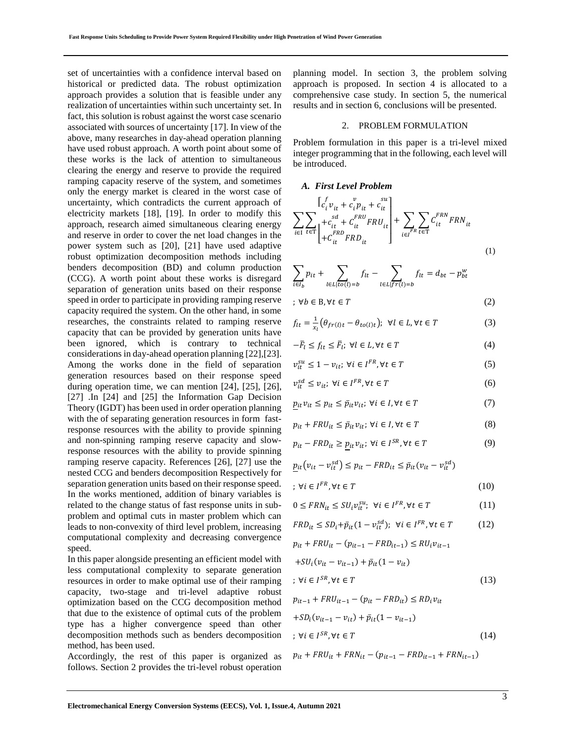set of uncertainties with a confidence interval based on historical or predicted data. The robust optimization approach provides a solution that is feasible under any realization of uncertainties within such uncertainty set. In fact, this solution is robust against the worst case scenario associated with sources of uncertainty [17]. In view of the above, many researches in day-ahead operation planning have used robust approach. A worth point about some of these works is the lack of attention to simultaneous clearing the energy and reserve to provide the required ramping capacity reserve of the system, and sometimes only the energy market is cleared in the worst case of uncertainty, which contradicts the current approach of electricity markets [18], [19]. In order to modify this approach, research aimed simultaneous clearing energy and reserve in order to cover the net load changes in the power system such as [20], [21] have used adaptive robust optimization decomposition methods including benders decomposition (BD) and column production (CCG). A worth point about these works is disregard separation of generation units based on their response speed in order to participate in providing ramping reserve capacity required the system. On the other hand, in some researches, the constraints related to ramping reserve capacity that can be provided by generation units have been ignored, which is contrary to technical considerations in day-ahead operation planning [22],[23]. Among the works done in the field of separation generation resources based on their response speed during operation time, we can mention [24], [25], [26], [27] .In [24] and [25] the Information Gap Decision Theory (IGDT) has been used in order operation planning with the of separating generation resources in form fast-response resources with the ability to provide spinning and non-spinning ramping reserve capacity and slow-response resources with the ability to provide spinning ramping reserve capacity. References [26], [27] use the nested CCG and benders decomposition Respectively for separation generation units based on their response speed. In the works mentioned, addition of binary variables is related to the change status of fast response units in sub-problem and optimal cuts in master problem which can leads to non-convexity of third level problem, increasing computational complexity and decreasing convergence speed.

In this paper alongside presenting an efficient model with less computational complexity to separate generation resources in order to make optimal use of their ramping capacity, two-stage and tri-level adaptive robust optimization based on the CCG decomposition method that due to the existence of optimal cuts of the problem type has a higher convergence speed than other decomposition methods such as benders decomposition method, has been used.

Accordingly, the rest of this paper is organized as follows. Section 2 provides the tri-level robust operation planning model. In section 3, the problem solving approach is proposed. In section 4 is allocated to a comprehensive case study. In section 5, the numerical results and in section 6, conclusions will be presented.

## 2. PROBLEM FORMULATION

Problem formulation in this paper is a tri-level mixed integer programming that in the following, each level will be introduced.

### *A. First Level Problem*

$$\sum_{i\in \mathrm{I}}\sum_{t\in \mathrm{T}}\begin{bmatrix} c_i^f v_{it} + c_i^v p_{it} + c_{it}^{su} \\ + c_{it}^{sd} + C_{it}^{FRU} FRU_{it} \\ + C_{it}^{FRD} FRD_{it} \end{bmatrix} + \sum_{i\in I^{FR}}\sum_{t\in \mathrm{T}} C_{it}^{FRN} FRN_{it} \tag{1}$$

$$\sum_{i\in I_b} p_{it} + \sum_{l\in L|to(l)=b} f_{lt} - \sum_{l\in L|fr(l)=b} f_{lt} = d_{bt} - p_{bt}^{w} \;;\; \forall b\in \mathrm{B}, \forall t\in T \tag{2}$$

$$f_{lt} = \frac{1}{x_l}\left(\theta_{fr(l)t} - \theta_{to(l)t}\right);\;\; \forall l\in L, \forall t\in T \tag{3}$$

$$-\bar{F}_l \le f_{lt} \le \bar{F}_l;\; \forall l\in L, \forall t\in T \tag{4}$$

$$v_{it}^{su} \le 1 - v_{it};\; \forall i\in I^{FR}, \forall t\in T \tag{5}$$

$$v_{it}^{sd} \le v_{it};\; \forall i\in I^{FR}, \forall t\in T \tag{6}$$

$$\underline{p}_{it} v_{it} \le p_{it} \le \bar{p}_{it} v_{it};\; \forall i\in I, \forall t\in T \tag{7}$$

$$p_{it} + FRU_{it} \le \bar{p}_{it} v_{it};\; \forall i\in I, \forall t\in T \tag{8}$$

$$p_{it} - FRD_{it} \ge \underline{p}_{it} v_{it};\; \forall i\in I^{SR}, \forall t\in T \tag{9}$$

$$\underline{p}_{it}\left(v_{it} - v_{it}^{sd}\right) \le p_{it} - FRD_{it} \le \bar{p}_{it}\left(v_{it} - v_{it}^{sd}\right) \;;\; \forall i\in I^{FR}, \forall t\in T \tag{10}$$

$$0 \le FRN_{it} \le SU_i v_{it}^{su};\;\; \forall i\in I^{FR}, \forall t\in T \tag{11}$$

$$FRD_{it} \le SD_i + \bar{p}_{it}\left(1 - v_{it}^{sd}\right);\;\; \forall i\in I^{FR}, \forall t\in T \tag{12}$$

$$p_{it} + FRU_{it} - \left(p_{it-1} - FRD_{it-1}\right) \le RU_i v_{it-1} + SU_i\left(v_{it} - v_{it-1}\right) + \bar{p}_{it}\left(1 - v_{it}\right) \;;\; \forall i\in I^{SR}, \forall t\in T \tag{13}$$

$$p_{it-1} + FRU_{it-1} - \left(p_{it} - FRD_{it}\right) \le RD_i v_{it} + SD_i\left(v_{it-1} - v_{it}\right) + \bar{p}_{it}\left(1 - v_{it-1}\right) \;;\; \forall i\in I^{SR}, \forall t\in T \tag{14}$$

$$p_{it} + FRU_{it} + FRN_{it} - \left(p_{it-1} - FRD_{it-1} + FRN_{it-1}\right)$$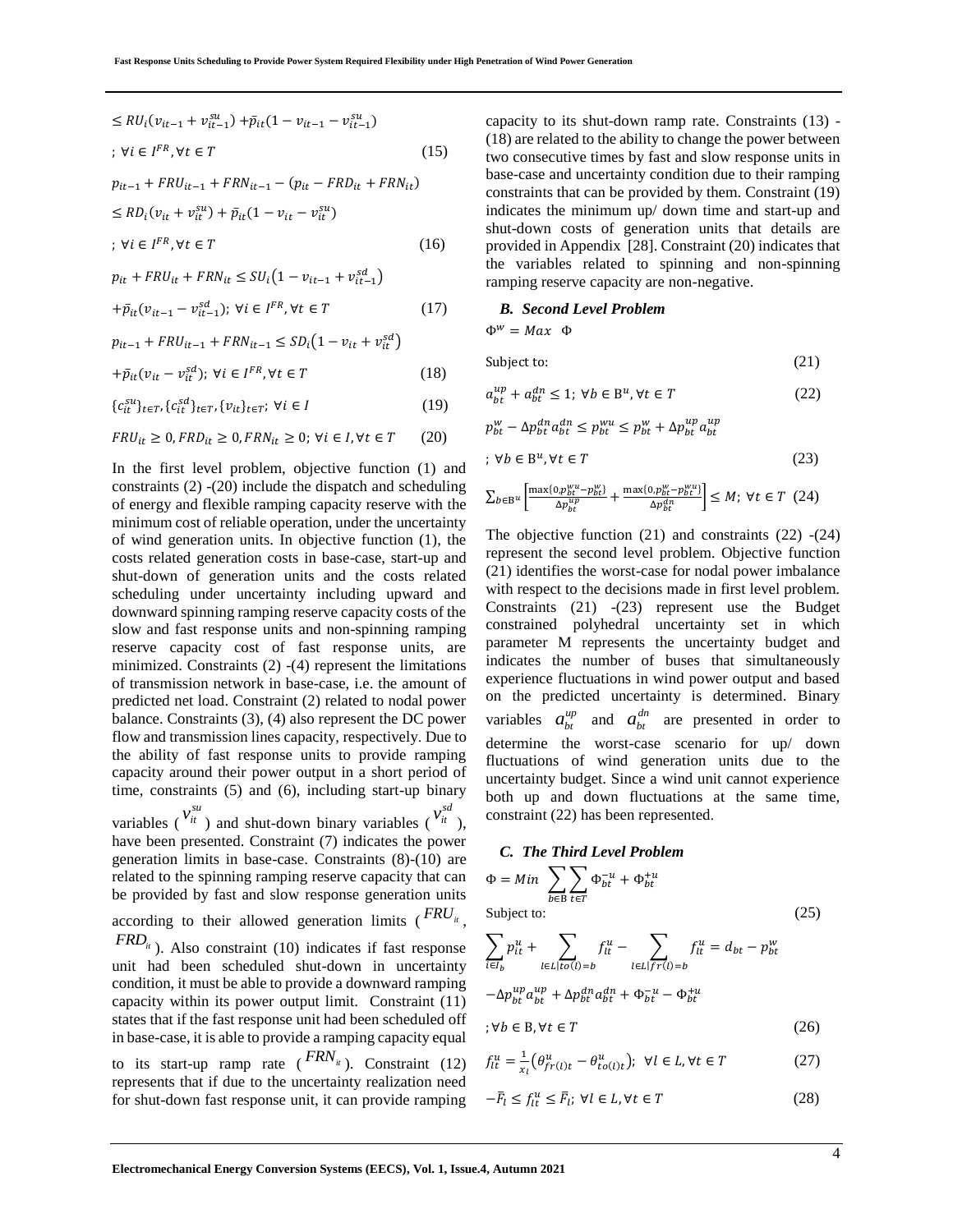$$\leq RU_i(v_{it-1} + v_{it-1}^{su}) + \bar{p}_{it}(1 - v_{it-1} - v_{it-1}^{su})$$

$$; \forall i \in I^{FR}, \forall t \in T \quad (15)$$

$$p_{it-1} + FRU_{it-1} + FRN_{it-1} - (p_{it} - FRD_{it} + FRN_{it})$$

$$\leq RD_i(v_{it} + v_{it}^{su}) + \bar{p}_{it}(1 - v_{it} - v_{it}^{su})$$

$$; \forall i \in I^{FR}, \forall t \in T \quad (16)$$

$$p_{it} + FRU_{it} + FRN_{it} \leq SU_i\left(1 - v_{it-1} + v_{it-1}^{sd}\right)$$

$$+\bar{p}_{it}(v_{it-1} - v_{it-1}^{sd}); \ \forall i \in I^{FR}, \forall t \in T \quad (17)$$

$$p_{it-1} + FRU_{it-1} + FRN_{it-1} \leq SD_i\left(1 - v_{it} + v_{it}^{sd}\right)$$

$$+\bar{p}_{it}(v_{it} - v_{it}^{sd}); \ \forall i \in I^{FR}, \forall t \in T \quad (18)$$

$$\{c_{it}^{su}\}_{t \in T}, \{c_{it}^{sd}\}_{t \in T}, \{v_{it}\}_{t \in T}; \ \forall i \in I \quad (19)$$

$$FRU_{it} \geq 0, FRD_{it} \geq 0, FRN_{it} \geq 0; \ \forall i \in I, \forall t \in T \quad (20)$$

In the first level problem, objective function (1) and constraints (2) -(20) include the dispatch and scheduling of energy and flexible ramping capacity reserve with the minimum cost of reliable operation, under the uncertainty of wind generation units. In objective function (1), the costs related generation costs in base-case, start-up and shut-down of generation units and the costs related scheduling under uncertainty including upward and downward spinning ramping reserve capacity costs of the slow and fast response units and non-spinning ramping reserve capacity cost of fast response units, are minimized. Constraints (2) -(4) represent the limitations of transmission network in base-case, i.e. the amount of predicted net load. Constraint (2) related to nodal power balance. Constraints (3), (4) also represent the DC power flow and transmission lines capacity, respectively. Due to the ability of fast response units to provide ramping capacity around their power output in a short period of time, constraints (5) and (6), including start-up binary variables ($v_{it}^{su}$) and shut-down binary variables ($v_{it}^{sd}$), have been presented. Constraint (7) indicates the power generation limits in base-case. Constraints (8)-(10) are related to the spinning ramping reserve capacity that can be provided by fast and slow response generation units according to their allowed generation limits ($FRU_{it}$, $FRD_{it}$). Also constraint (10) indicates if fast response unit had been scheduled shut-down in uncertainty condition, it must be able to provide a downward ramping capacity within its power output limit. Constraint (11) states that if the fast response unit had been scheduled off in base-case, it is able to provide a ramping capacity equal to its start-up ramp rate ($FRN_{it}$). Constraint (12) represents that if due to the uncertainty realization need for shut-down fast response unit, it can provide ramping capacity to its shut-down ramp rate. Constraints (13) -(18) are related to the ability to change the power between two consecutive times by fast and slow response units in base-case and uncertainty condition due to their ramping constraints that can be provided by them. Constraint (19) indicates the minimum up/ down time and start-up and shut-down costs of generation units that details are provided in Appendix [28]. Constraint (20) indicates that the variables related to spinning and non-spinning ramping reserve capacity are non-negative.

### B. Second Level Problem

$$\Phi^w = Max \ \ \Phi$$

Subject to: (21)

$$a_{bt}^{up} + a_{bt}^{dn} \leq 1; \ \forall b \in B^u, \forall t \in T \quad (22)$$

$$p_{bt}^w - \Delta p_{bt}^{dn} a_{bt}^{dn} \leq p_{bt}^{wu} \leq p_{bt}^w + \Delta p_{bt}^{up} a_{bt}^{up}$$

$$; \forall b \in B^u, \forall t \in T \quad (23)$$

$$\sum_{b \in B^u} \left[\frac{\max\{0, p_{bt}^{wu} - p_{bt}^w\}}{\Delta p_{bt}^{up}} + \frac{\max\{0, p_{bt}^w - p_{bt}^{wu}\}}{\Delta p_{bt}^{dn}}\right] \leq M; \ \forall t \in T \quad (24)$$

The objective function (21) and constraints (22) -(24) represent the second level problem. Objective function (21) identifies the worst-case for nodal power imbalance with respect to the decisions made in first level problem. Constraints (21) -(23) represent use the Budget constrained polyhedral uncertainty set in which parameter M represents the uncertainty budget and indicates the number of buses that simultaneously experience fluctuations in wind power output and based on the predicted uncertainty is determined. Binary variables $a_{bt}^{up}$ and $a_{bt}^{dn}$ are presented in order to determine the worst-case scenario for up/ down fluctuations of wind generation units due to the uncertainty budget. Since a wind unit cannot experience both up and down fluctuations at the same time, constraint (22) has been represented.

### C. The Third Level Problem

$$\Phi = Min \ \sum_{b \in B} \sum_{t \in T} \Phi_{bt}^{-u} + \Phi_{bt}^{+u}$$

Subject to: (25)

$$\sum_{i \in I_b} p_{it}^u + \sum_{l \in L | to(l) = b} f_{lt}^u - \sum_{l \in L | fr(l) = b} f_{lt}^u = d_{bt} - p_{bt}^w$$

$$-\Delta p_{bt}^{up} a_{bt}^{up} + \Delta p_{bt}^{dn} a_{bt}^{dn} + \Phi_{bt}^{-u} - \Phi_{bt}^{+u}$$

$$; \forall b \in B, \forall t \in T \quad (26)$$

$$f_{lt}^u = \frac{1}{x_l}\left(\theta_{fr(l)t}^u - \theta_{to(l)t}^u\right); \ \forall l \in L, \forall t \in T \quad (27)$$

$$-\bar{F}_l \leq f_{lt}^u \leq \bar{F}_l; \ \forall l \in L, \forall t \in T \quad (28)$$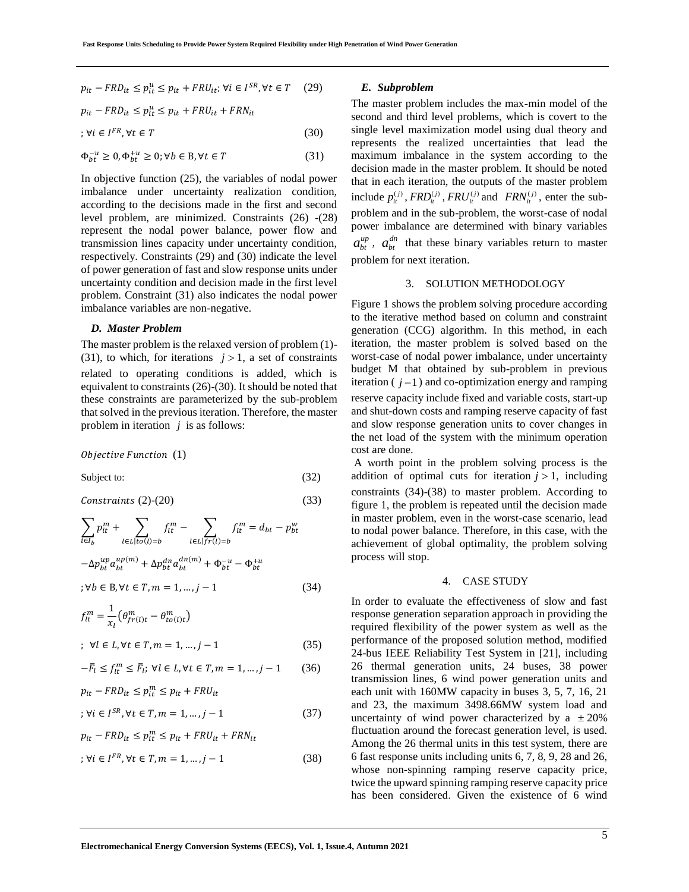$$p_{it} - FRD_{it} \le p_{it}^{u} \le p_{it} + FRU_{it};\ \forall i \in I^{SR}, \forall t \in T \quad (29)$$

$$p_{it} - FRD_{it} \le p_{it}^{u} \le p_{it} + FRU_{it} + FRN_{it}$$

$$;\ \forall i \in I^{FR}, \forall t \in T \quad (30)$$

$$\Phi_{bt}^{-u} \ge 0, \Phi_{bt}^{+u} \ge 0; \forall b \in \mathrm{B}, \forall t \in T \quad (31)$$

In objective function (25), the variables of nodal power imbalance under uncertainty realization condition, according to the decisions made in the first and second level problem, are minimized. Constraints (26) -(28) represent the nodal power balance, power flow and transmission lines capacity under uncertainty condition, respectively. Constraints (29) and (30) indicate the level of power generation of fast and slow response units under uncertainty condition and decision made in the first level problem. Constraint (31) also indicates the nodal power imbalance variables are non-negative.

### *D. Master Problem*

The master problem is the relaxed version of problem (1)-(31), to which, for iterations $j > 1$, a set of constraints related to operating conditions is added, which is equivalent to constraints (26)-(30). It should be noted that these constraints are parameterized by the sub-problem that solved in the previous iteration. Therefore, the master problem in iteration $j$ is as follows:

*Objective Function* (1)

Subject to: (32)

*Constraints* (2)-(20) (33)

$$\sum_{i \in I_b} p_{it}^{m} + \sum_{l \in L | to(l) = b} f_{lt}^{m} - \sum_{l \in L | fr(l) = b} f_{lt}^{m} = d_{bt} - p_{bt}^{w}$$

$$-\Delta p_{bt}^{up} a_{bt}^{up(m)} + \Delta p_{bt}^{dn} a_{bt}^{dn(m)} + \Phi_{bt}^{-u} - \Phi_{bt}^{+u}$$

$$;\forall b \in \mathrm{B}, \forall t \in T, m = 1, \ldots, j-1 \quad (34)$$

$$f_{lt}^{m} = \frac{1}{x_l}\left(\theta_{fr(l)t}^{m} - \theta_{to(l)t}^{m}\right)$$

$$;\ \forall l \in L, \forall t \in T, m = 1, \ldots, j-1 \quad (35)$$

$$-\bar{F}_l \le f_{lt}^{m} \le \bar{F}_l;\ \forall l \in L, \forall t \in T, m = 1, \ldots, j-1 \quad (36)$$

$$p_{it} - FRD_{it} \le p_{it}^{m} \le p_{it} + FRU_{it}$$

$$;\ \forall i \in I^{SR}, \forall t \in T, m = 1, \ldots, j-1 \quad (37)$$

$$p_{it} - FRD_{it} \le p_{it}^{m} \le p_{it} + FRU_{it} + FRN_{it}$$

$$;\ \forall i \in I^{FR}, \forall t \in T, m = 1, \ldots, j-1 \quad (38)$$

### *E. Subproblem*

The master problem includes the max-min model of the second and third level problems, which is covert to the single level maximization model using dual theory and represents the realized uncertainties that lead the maximum imbalance in the system according to the decision made in the master problem. It should be noted that in each iteration, the outputs of the master problem include $p_{it}^{(j)}$, $FRD_{it}^{(j)}$, $FRU_{it}^{(j)}$ and $FRN_{it}^{(j)}$, enter the sub-problem and in the sub-problem, the worst-case of nodal power imbalance are determined with binary variables $a_{bt}^{up}$, $a_{bt}^{dn}$ that these binary variables return to master problem for next iteration.

## 3. SOLUTION METHODOLOGY

Figure 1 shows the problem solving procedure according to the iterative method based on column and constraint generation (CCG) algorithm. In this method, in each iteration, the master problem is solved based on the worst-case of nodal power imbalance, under uncertainty budget M that obtained by sub-problem in previous iteration ( $j-1$ ) and co-optimization energy and ramping reserve capacity include fixed and variable costs, start-up and shut-down costs and ramping reserve capacity of fast and slow response generation units to cover changes in the net load of the system with the minimum operation cost are done.

A worth point in the problem solving process is the addition of optimal cuts for iteration $j > 1$, including constraints (34)-(38) to master problem. According to figure 1, the problem is repeated until the decision made in master problem, even in the worst-case scenario, lead to nodal power balance. Therefore, in this case, with the achievement of global optimality, the problem solving process will stop.

## 4. CASE STUDY

In order to evaluate the effectiveness of slow and fast response generation separation approach in providing the required flexibility of the power system as well as the performance of the proposed solution method, modified 24-bus IEEE Reliability Test System in [21], including 26 thermal generation units, 24 buses, 38 power transmission lines, 6 wind power generation units and each unit with 160MW capacity in buses 3, 5, 7, 16, 21 and 23, the maximum 3498.66MW system load and uncertainty of wind power characterized by a $\pm 20\%$ fluctuation around the forecast generation level, is used. Among the 26 thermal units in this test system, there are 6 fast response units including units 6, 7, 8, 9, 28 and 26, whose non-spinning ramping reserve capacity price, twice the upward spinning ramping reserve capacity price has been considered. Given the existence of 6 wind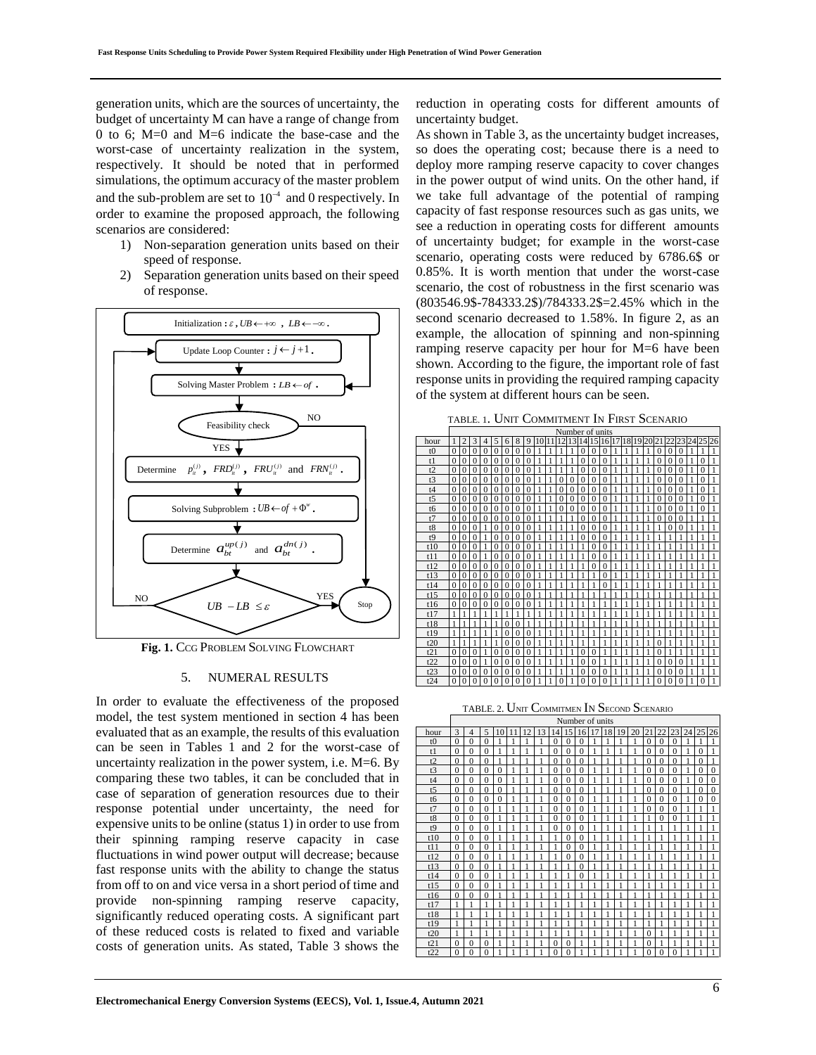generation units, which are the sources of uncertainty, the budget of uncertainty M can have a range of change from 0 to 6; M=0 and M=6 indicate the base-case and the worst-case of uncertainty realization in the system, respectively. It should be noted that in performed simulations, the optimum accuracy of the master problem and the sub-problem are set to $10^{-4}$ and 0 respectively. In order to examine the proposed approach, the following scenarios are considered:

1) Non-separation generation units based on their speed of response.
2) Separation generation units based on their speed of response.

Initialization : $\varepsilon$, $UB \leftarrow +\infty$ , $LB \leftarrow -\infty$ .

Update Loop Counter : $j \leftarrow j+1$ .

Solving Master Problem : $LB \leftarrow of$ .

Feasibility check (YES / NO)

Determine $p_{it}^{(j)}$, $FRD_{it}^{(j)}$, $FRU_{it}^{(j)}$ and $FRN_{it}^{(j)}$ .

Solving Subproblem : $UB \leftarrow of + \Phi^{w}$ .

Determine $a_{bt}^{up(j)}$ and $a_{bt}^{dn(j)}$ .

$UB - LB \leq \varepsilon$ (NO / YES) — Stop

**Fig. 1.** CCG PROBLEM SOLVING FLOWCHART

## 5. NUMERAL RESULTS

In order to evaluate the effectiveness of the proposed model, the test system mentioned in section 4 has been evaluated that as an example, the results of this evaluation can be seen in Tables 1 and 2 for the worst-case of uncertainty realization in the power system, i.e. M=6. By comparing these two tables, it can be concluded that in case of separation of generation resources due to their response potential under uncertainty, the need for expensive units to be online (status 1) in order to use from their spinning ramping reserve capacity in case fluctuations in wind power output will decrease; because fast response units with the ability to change the status from off to on and vice versa in a short period of time and provide non-spinning ramping reserve capacity, significantly reduced operating costs. A significant part of these reduced costs is related to fixed and variable costs of generation units. As stated, Table 3 shows the reduction in operating costs for different amounts of uncertainty budget.

As shown in Table 3, as the uncertainty budget increases, so does the operating cost; because there is a need to deploy more ramping reserve capacity to cover changes in the power output of wind units. On the other hand, if we take full advantage of the potential of ramping capacity of fast response resources such as gas units, we see a reduction in operating costs for different amounts of uncertainty budget; for example in the worst-case scenario, operating costs were reduced by 6786.6$ or 0.85%. It is worth mention that under the worst-case scenario, the cost of robustness in the first scenario was (803546.9$-784333.2$)/784333.2$=2.45% which in the second scenario decreased to 1.58%. In figure 2, as an example, the allocation of spinning and non-spinning ramping reserve capacity per hour for M=6 have been shown. According to the figure, the important role of fast response units in providing the required ramping capacity of the system at different hours can be seen.

TABLE. 1. UNIT COMMITMENT IN FIRST SCENARIO

| hour | Number of units | | | | | | | | | | | | | | | | | | | | | | | | | |
|---|---|---|---|---|---|---|---|---|---|---|---|---|---|---|---|---|---|---|---|---|---|---|---|---|---|---|
| | 1 | 2 | 3 | 4 | 5 | 6 | 7 | 8 | 9 | 10 | 11 | 12 | 13 | 14 | 15 | 16 | 17 | 18 | 19 | 20 | 21 | 22 | 23 | 24 | 25 | 26 |
| t0 | 0 | 0 | 0 | 0 | 0 | 0 | 0 | 0 | 0 | 1 | 1 | 1 | 1 | 0 | 0 | 0 | 1 | 1 | 1 | 1 | 0 | 0 | 0 | 1 | 1 | 1 |
| t1 | 0 | 0 | 0 | 0 | 0 | 0 | 0 | 0 | 0 | 1 | 1 | 1 | 1 | 0 | 0 | 0 | 1 | 1 | 1 | 1 | 0 | 0 | 0 | 1 | 0 | 1 |
| t2 | 0 | 0 | 0 | 0 | 0 | 0 | 0 | 0 | 0 | 1 | 1 | 1 | 1 | 0 | 0 | 0 | 1 | 1 | 1 | 1 | 0 | 0 | 0 | 1 | 0 | 1 |
| t3 | 0 | 0 | 0 | 0 | 0 | 0 | 0 | 0 | 0 | 1 | 1 | 0 | 0 | 0 | 0 | 0 | 1 | 1 | 1 | 1 | 0 | 0 | 0 | 1 | 0 | 1 |
| t4 | 0 | 0 | 0 | 0 | 0 | 0 | 0 | 0 | 0 | 1 | 1 | 0 | 0 | 0 | 0 | 0 | 1 | 1 | 1 | 1 | 0 | 0 | 0 | 1 | 0 | 1 |
| t5 | 0 | 0 | 0 | 0 | 0 | 0 | 0 | 0 | 0 | 1 | 1 | 0 | 0 | 0 | 0 | 0 | 1 | 1 | 1 | 1 | 0 | 0 | 0 | 1 | 0 | 1 |
| t6 | 0 | 0 | 0 | 0 | 0 | 0 | 0 | 0 | 0 | 1 | 1 | 0 | 0 | 0 | 0 | 0 | 1 | 1 | 1 | 1 | 0 | 0 | 0 | 1 | 0 | 1 |
| t7 | 0 | 0 | 0 | 0 | 0 | 0 | 0 | 0 | 0 | 1 | 1 | 1 | 1 | 0 | 0 | 0 | 1 | 1 | 1 | 1 | 0 | 0 | 0 | 1 | 1 | 1 |
| t8 | 0 | 0 | 0 | 1 | 0 | 0 | 0 | 0 | 0 | 1 | 1 | 1 | 1 | 0 | 0 | 0 | 1 | 1 | 1 | 1 | 1 | 0 | 0 | 1 | 1 | 1 |
| t9 | 0 | 0 | 0 | 1 | 0 | 0 | 0 | 0 | 0 | 1 | 1 | 1 | 1 | 0 | 0 | 0 | 1 | 1 | 1 | 1 | 1 | 1 | 1 | 1 | 1 | 1 |
| t10 | 0 | 0 | 0 | 1 | 0 | 0 | 0 | 0 | 0 | 1 | 1 | 1 | 1 | 1 | 0 | 0 | 1 | 1 | 1 | 1 | 1 | 1 | 1 | 1 | 1 | 1 |
| t11 | 0 | 0 | 0 | 1 | 0 | 0 | 0 | 0 | 0 | 1 | 1 | 1 | 1 | 1 | 0 | 0 | 1 | 1 | 1 | 1 | 1 | 1 | 1 | 1 | 1 | 1 |
| t12 | 0 | 0 | 0 | 0 | 0 | 0 | 0 | 0 | 0 | 1 | 1 | 1 | 1 | 1 | 0 | 0 | 1 | 1 | 1 | 1 | 1 | 1 | 1 | 1 | 1 | 1 |
| t13 | 0 | 0 | 0 | 0 | 0 | 0 | 0 | 0 | 0 | 1 | 1 | 1 | 1 | 1 | 1 | 0 | 1 | 1 | 1 | 1 | 1 | 1 | 1 | 1 | 1 | 1 |
| t14 | 0 | 0 | 0 | 0 | 0 | 0 | 0 | 0 | 0 | 1 | 1 | 1 | 1 | 1 | 1 | 0 | 1 | 1 | 1 | 1 | 1 | 1 | 1 | 1 | 1 | 1 |
| t15 | 0 | 0 | 0 | 0 | 0 | 0 | 0 | 0 | 0 | 1 | 1 | 1 | 1 | 1 | 1 | 1 | 1 | 1 | 1 | 1 | 1 | 1 | 1 | 1 | 1 | 1 |
| t16 | 0 | 0 | 0 | 0 | 0 | 0 | 0 | 0 | 0 | 1 | 1 | 1 | 1 | 1 | 1 | 1 | 1 | 1 | 1 | 1 | 1 | 1 | 1 | 1 | 1 | 1 |
| t17 | 1 | 1 | 1 | 1 | 1 | 1 | 1 | 1 | 1 | 1 | 1 | 1 | 1 | 1 | 1 | 1 | 1 | 1 | 1 | 1 | 1 | 1 | 1 | 1 | 1 | 1 |
| t18 | 1 | 1 | 1 | 1 | 1 | 0 | 0 | 1 | 1 | 1 | 1 | 1 | 1 | 1 | 1 | 1 | 1 | 1 | 1 | 1 | 1 | 1 | 1 | 1 | 1 | 1 |
| t19 | 1 | 1 | 1 | 1 | 1 | 0 | 0 | 0 | 1 | 1 | 1 | 1 | 1 | 1 | 1 | 1 | 1 | 1 | 1 | 1 | 1 | 1 | 1 | 1 | 1 | 1 |
| t20 | 1 | 1 | 1 | 1 | 1 | 0 | 0 | 0 | 1 | 1 | 1 | 1 | 1 | 1 | 1 | 1 | 1 | 1 | 1 | 1 | 0 | 1 | 1 | 1 | 1 | 1 |
| t21 | 0 | 0 | 0 | 1 | 0 | 0 | 0 | 0 | 0 | 1 | 1 | 1 | 1 | 0 | 0 | 1 | 1 | 1 | 1 | 1 | 0 | 1 | 1 | 1 | 1 | 1 |
| t22 | 0 | 0 | 0 | 1 | 0 | 0 | 0 | 0 | 0 | 1 | 1 | 1 | 1 | 1 | 0 | 0 | 1 | 1 | 1 | 1 | 0 | 0 | 0 | 1 | 1 | 1 |
| t23 | 0 | 0 | 0 | 0 | 0 | 0 | 0 | 0 | 0 | 1 | 1 | 1 | 1 | 0 | 0 | 0 | 1 | 1 | 1 | 1 | 0 | 0 | 0 | 1 | 1 | 1 |
| t24 | 0 | 0 | 0 | 0 | 0 | 0 | 0 | 0 | 0 | 1 | 1 | 0 | 1 | 0 | 0 | 0 | 1 | 1 | 1 | 1 | 0 | 0 | 0 | 1 | 0 | 1 |

TABLE. 2. UNIT COMMITMEN IN SECOND SCENARIO

| hour | Number of units | | | | | | | | | | | | | | | | | | | |
|---|---|---|---|---|---|---|---|---|---|---|---|---|---|---|---|---|---|---|---|---|
| | 3 | 4 | 5 | 10 | 11 | 12 | 13 | 14 | 15 | 16 | 17 | 18 | 19 | 20 | 21 | 22 | 23 | 24 | 25 | 26 |
| t0 | 0 | 0 | 0 | 1 | 1 | 1 | 1 | 0 | 0 | 0 | 1 | 1 | 1 | 1 | 0 | 0 | 0 | 1 | 1 | 1 |
| t1 | 0 | 0 | 0 | 1 | 1 | 1 | 1 | 0 | 0 | 0 | 1 | 1 | 1 | 1 | 0 | 0 | 0 | 1 | 0 | 1 |
| t2 | 0 | 0 | 0 | 1 | 1 | 1 | 1 | 0 | 0 | 0 | 1 | 1 | 1 | 1 | 0 | 0 | 0 | 1 | 0 | 1 |
| t3 | 0 | 0 | 0 | 0 | 1 | 1 | 1 | 0 | 0 | 0 | 1 | 1 | 1 | 1 | 0 | 0 | 0 | 1 | 0 | 0 |
| t4 | 0 | 0 | 0 | 0 | 1 | 1 | 1 | 0 | 0 | 0 | 1 | 1 | 1 | 1 | 0 | 0 | 0 | 1 | 0 | 0 |
| t5 | 0 | 0 | 0 | 0 | 1 | 1 | 1 | 0 | 0 | 0 | 1 | 1 | 1 | 1 | 0 | 0 | 0 | 1 | 0 | 0 |
| t6 | 0 | 0 | 0 | 0 | 1 | 1 | 1 | 0 | 0 | 0 | 1 | 1 | 1 | 1 | 0 | 0 | 0 | 1 | 0 | 0 |
| t7 | 0 | 0 | 0 | 1 | 1 | 1 | 1 | 0 | 0 | 0 | 1 | 1 | 1 | 1 | 0 | 0 | 0 | 1 | 1 | 1 |
| t8 | 0 | 0 | 0 | 1 | 1 | 1 | 1 | 0 | 0 | 0 | 1 | 1 | 1 | 1 | 1 | 0 | 0 | 1 | 1 | 1 |
| t9 | 0 | 0 | 0 | 1 | 1 | 1 | 1 | 0 | 0 | 0 | 1 | 1 | 1 | 1 | 1 | 1 | 1 | 1 | 1 | 1 |
| t10 | 0 | 0 | 0 | 1 | 1 | 1 | 1 | 1 | 0 | 0 | 1 | 1 | 1 | 1 | 1 | 1 | 1 | 1 | 1 | 1 |
| t11 | 0 | 0 | 0 | 1 | 1 | 1 | 1 | 1 | 0 | 0 | 1 | 1 | 1 | 1 | 1 | 1 | 1 | 1 | 1 | 1 |
| t12 | 0 | 0 | 0 | 1 | 1 | 1 | 1 | 1 | 0 | 0 | 1 | 1 | 1 | 1 | 1 | 1 | 1 | 1 | 1 | 1 |
| t13 | 0 | 0 | 0 | 1 | 1 | 1 | 1 | 1 | 1 | 0 | 1 | 1 | 1 | 1 | 1 | 1 | 1 | 1 | 1 | 1 |
| t14 | 0 | 0 | 0 | 1 | 1 | 1 | 1 | 1 | 1 | 0 | 1 | 1 | 1 | 1 | 1 | 1 | 1 | 1 | 1 | 1 |
| t15 | 0 | 0 | 0 | 1 | 1 | 1 | 1 | 1 | 1 | 1 | 1 | 1 | 1 | 1 | 1 | 1 | 1 | 1 | 1 | 1 |
| t16 | 0 | 0 | 0 | 1 | 1 | 1 | 1 | 1 | 1 | 1 | 1 | 1 | 1 | 1 | 1 | 1 | 1 | 1 | 1 | 1 |
| t17 | 1 | 1 | 1 | 1 | 1 | 1 | 1 | 1 | 1 | 1 | 1 | 1 | 1 | 1 | 1 | 1 | 1 | 1 | 1 | 1 |
| t18 | 1 | 1 | 1 | 1 | 1 | 1 | 1 | 1 | 1 | 1 | 1 | 1 | 1 | 1 | 1 | 1 | 1 | 1 | 1 | 1 |
| t19 | 1 | 1 | 1 | 1 | 1 | 1 | 1 | 1 | 1 | 1 | 1 | 1 | 1 | 1 | 1 | 1 | 1 | 1 | 1 | 1 |
| t20 | 1 | 1 | 1 | 1 | 1 | 1 | 1 | 1 | 1 | 1 | 1 | 1 | 1 | 1 | 0 | 1 | 1 | 1 | 1 | 1 |
| t21 | 0 | 0 | 0 | 1 | 1 | 1 | 1 | 0 | 0 | 1 | 1 | 1 | 1 | 1 | 0 | 1 | 1 | 1 | 1 | 1 |
| t22 | 0 | 0 | 0 | 1 | 1 | 1 | 1 | 0 | 0 | 1 | 1 | 1 | 1 | 1 | 0 | 0 | 0 | 1 | 1 | 1 |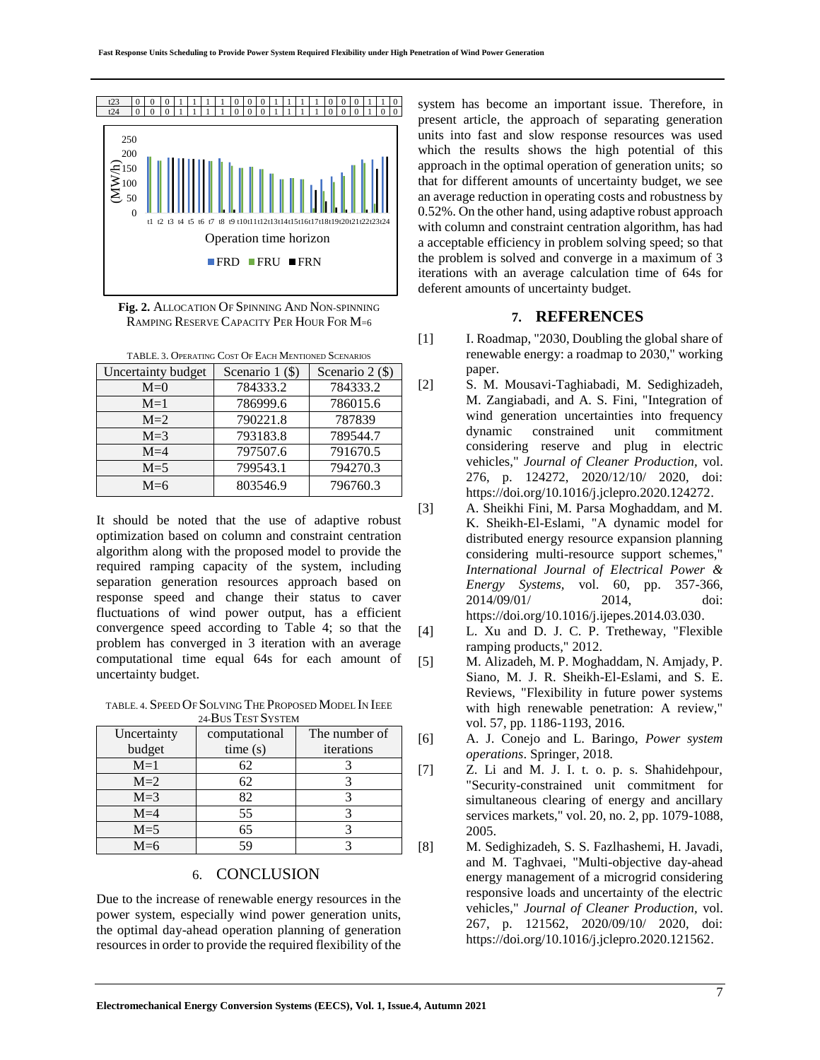| t23 | 0 | 0 | 0 | 1 | 1 | 1 | 1 | 0 | 0 | 0 | 1 | 1 | 1 | 1 | 0 | 0 | 0 | 1 | 1 | 0 |
|---|---|---|---|---|---|---|---|---|---|---|---|---|---|---|---|---|---|---|---|---|
| t24 | 0 | 0 | 0 | 1 | 1 | 1 | 1 | 0 | 0 | 0 | 1 | 1 | 1 | 1 | 0 | 0 | 0 | 1 | 0 | 0 |

**Fig. 2.** Allocation Of Spinning And Non-spinning Ramping Reserve Capacity Per Hour For M=6

TABLE. 3. Operating Cost Of Each Mentioned Scenarios

| Uncertainty budget | Scenario 1 ($) | Scenario 2 ($) |
|---|---|---|
| M=0 | 784333.2 | 784333.2 |
| M=1 | 786999.6 | 786015.6 |
| M=2 | 790221.8 | 787839 |
| M=3 | 793183.8 | 789544.7 |
| M=4 | 797507.6 | 791670.5 |
| M=5 | 799543.1 | 794270.3 |
| M=6 | 803546.9 | 796760.3 |

It should be noted that the use of adaptive robust optimization based on column and constraint centration algorithm along with the proposed model to provide the required ramping capacity of the system, including separation generation resources approach based on response speed and change their status to caver fluctuations of wind power output, has a efficient convergence speed according to Table 4; so that the problem has converged in 3 iteration with an average computational time equal 64s for each amount of uncertainty budget.

TABLE. 4. Speed Of Solving The Proposed Model In Ieee 24-Bus Test System

| Uncertainty budget | computational time (s) | The number of iterations |
|---|---|---|
| M=1 | 62 | 3 |
| M=2 | 62 | 3 |
| M=3 | 82 | 3 |
| M=4 | 55 | 3 |
| M=5 | 65 | 3 |
| M=6 | 59 | 3 |

## 6. CONCLUSION

Due to the increase of renewable energy resources in the power system, especially wind power generation units, the optimal day-ahead operation planning of generation resources in order to provide the required flexibility of the system has become an important issue. Therefore, in present article, the approach of separating generation units into fast and slow response resources was used which the results shows the high potential of this approach in the optimal operation of generation units; so that for different amounts of uncertainty budget, we see an average reduction in operating costs and robustness by 0.52%. On the other hand, using adaptive robust approach with column and constraint centration algorithm, has had a acceptable efficiency in problem solving speed; so that the problem is solved and converge in a maximum of 3 iterations with an average calculation time of 64s for deferent amounts of uncertainty budget.

## 7. REFERENCES

[1] I. Roadmap, "2030, Doubling the global share of renewable energy: a roadmap to 2030," working paper.

[2] S. M. Mousavi-Taghiabadi, M. Sedighizadeh, M. Zangiabadi, and A. S. Fini, "Integration of wind generation uncertainties into frequency dynamic constrained unit commitment considering reserve and plug in electric vehicles," *Journal of Cleaner Production*, vol. 276, p. 124272, 2020/12/10/ 2020, doi: https://doi.org/10.1016/j.jclepro.2020.124272.

[3] A. Sheikhi Fini, M. Parsa Moghaddam, and M. K. Sheikh-El-Eslami, "A dynamic model for distributed energy resource expansion planning considering multi-resource support schemes," *International Journal of Electrical Power & Energy Systems*, vol. 60, pp. 357-366, 2014/09/01/ 2014, doi: https://doi.org/10.1016/j.ijepes.2014.03.030.

[4] L. Xu and D. J. C. P. Tretheway, "Flexible ramping products," 2012.

[5] M. Alizadeh, M. P. Moghaddam, N. Amjady, P. Siano, M. J. R. Sheikh-El-Eslami, and S. E. Reviews, "Flexibility in future power systems with high renewable penetration: A review," vol. 57, pp. 1186-1193, 2016.

[6] A. J. Conejo and L. Baringo, *Power system operations*. Springer, 2018.

[7] Z. Li and M. J. I. t. o. p. s. Shahidehpour, "Security-constrained unit commitment for simultaneous clearing of energy and ancillary services markets," vol. 20, no. 2, pp. 1079-1088, 2005.

[8] M. Sedighizadeh, S. S. Fazlhashemi, H. Javadi, and M. Taghvaei, "Multi-objective day-ahead energy management of a microgrid considering responsive loads and uncertainty of the electric vehicles," *Journal of Cleaner Production*, vol. 267, p. 121562, 2020/09/10/ 2020, doi: https://doi.org/10.1016/j.jclepro.2020.121562.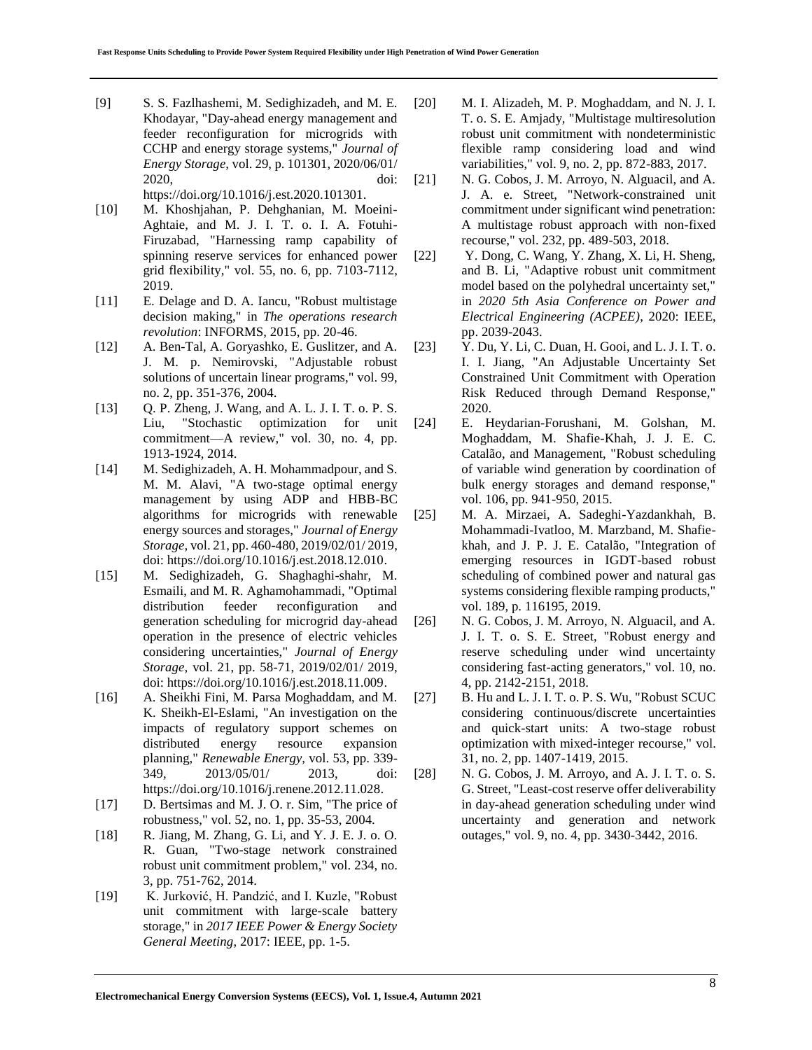[9] S. S. Fazlhashemi, M. Sedighizadeh, and M. E. Khodayar, "Day-ahead energy management and feeder reconfiguration for microgrids with CCHP and energy storage systems," *Journal of Energy Storage,* vol. 29, p. 101301, 2020/06/01/ 2020, doi: https://doi.org/10.1016/j.est.2020.101301.

[10] M. Khoshjahan, P. Dehghanian, M. Moeini-Aghtaie, and M. J. I. T. o. I. A. Fotuhi-Firuzabad, "Harnessing ramp capability of spinning reserve services for enhanced power grid flexibility," vol. 55, no. 6, pp. 7103-7112, 2019.

[11] E. Delage and D. A. Iancu, "Robust multistage decision making," in *The operations research revolution*: INFORMS, 2015, pp. 20-46.

[12] A. Ben-Tal, A. Goryashko, E. Guslitzer, and A. J. M. p. Nemirovski, "Adjustable robust solutions of uncertain linear programs," vol. 99, no. 2, pp. 351-376, 2004.

[13] Q. P. Zheng, J. Wang, and A. L. J. I. T. o. P. S. Liu, "Stochastic optimization for unit commitment—A review," vol. 30, no. 4, pp. 1913-1924, 2014.

[14] M. Sedighizadeh, A. H. Mohammadpour, and S. M. M. Alavi, "A two-stage optimal energy management by using ADP and HBB-BC algorithms for microgrids with renewable energy sources and storages," *Journal of Energy Storage,* vol. 21, pp. 460-480, 2019/02/01/ 2019, doi: https://doi.org/10.1016/j.est.2018.12.010.

[15] M. Sedighizadeh, G. Shaghaghi-shahr, M. Esmaili, and M. R. Aghamohammadi, "Optimal distribution feeder reconfiguration and generation scheduling for microgrid day-ahead operation in the presence of electric vehicles considering uncertainties," *Journal of Energy Storage,* vol. 21, pp. 58-71, 2019/02/01/ 2019, doi: https://doi.org/10.1016/j.est.2018.11.009.

[16] A. Sheikhi Fini, M. Parsa Moghaddam, and M. K. Sheikh-El-Eslami, "An investigation on the impacts of regulatory support schemes on distributed energy resource expansion planning," *Renewable Energy,* vol. 53, pp. 339-349, 2013/05/01/ 2013, doi: https://doi.org/10.1016/j.renene.2012.11.028.

[17] D. Bertsimas and M. J. O. r. Sim, "The price of robustness," vol. 52, no. 1, pp. 35-53, 2004.

[18] R. Jiang, M. Zhang, G. Li, and Y. J. E. J. o. O. R. Guan, "Two-stage network constrained robust unit commitment problem," vol. 234, no. 3, pp. 751-762, 2014.

[19] K. Jurković, H. Pandzić, and I. Kuzle, "Robust unit commitment with large-scale battery storage," in *2017 IEEE Power & Energy Society General Meeting*, 2017: IEEE, pp. 1-5.

[20] M. I. Alizadeh, M. P. Moghaddam, and N. J. I. T. o. S. E. Amjady, "Multistage multiresolution robust unit commitment with nondeterministic flexible ramp considering load and wind variabilities," vol. 9, no. 2, pp. 872-883, 2017.

[21] N. G. Cobos, J. M. Arroyo, N. Alguacil, and A. J. A. e. Street, "Network-constrained unit commitment under significant wind penetration: A multistage robust approach with non-fixed recourse," vol. 232, pp. 489-503, 2018.

[22] Y. Dong, C. Wang, Y. Zhang, X. Li, H. Sheng, and B. Li, "Adaptive robust unit commitment model based on the polyhedral uncertainty set," in *2020 5th Asia Conference on Power and Electrical Engineering (ACPEE)*, 2020: IEEE, pp. 2039-2043.

[23] Y. Du, Y. Li, C. Duan, H. Gooi, and L. J. I. T. o. I. I. Jiang, "An Adjustable Uncertainty Set Constrained Unit Commitment with Operation Risk Reduced through Demand Response," 2020.

[24] E. Heydarian-Forushani, M. Golshan, M. Moghaddam, M. Shafie-Khah, J. J. E. C. Catalão, and Management, "Robust scheduling of variable wind generation by coordination of bulk energy storages and demand response," vol. 106, pp. 941-950, 2015.

[25] M. A. Mirzaei, A. Sadeghi-Yazdankhah, B. Mohammadi-Ivatloo, M. Marzband, M. Shafie-khah, and J. P. J. E. Catalão, "Integration of emerging resources in IGDT-based robust scheduling of combined power and natural gas systems considering flexible ramping products," vol. 189, p. 116195, 2019.

[26] N. G. Cobos, J. M. Arroyo, N. Alguacil, and A. J. I. T. o. S. E. Street, "Robust energy and reserve scheduling under wind uncertainty considering fast-acting generators," vol. 10, no. 4, pp. 2142-2151, 2018.

[27] B. Hu and L. J. I. T. o. P. S. Wu, "Robust SCUC considering continuous/discrete uncertainties and quick-start units: A two-stage robust optimization with mixed-integer recourse," vol. 31, no. 2, pp. 1407-1419, 2015.

[28] N. G. Cobos, J. M. Arroyo, and A. J. I. T. o. S. G. Street, "Least-cost reserve offer deliverability in day-ahead generation scheduling under wind uncertainty and generation and network outages," vol. 9, no. 4, pp. 3430-3442, 2016.